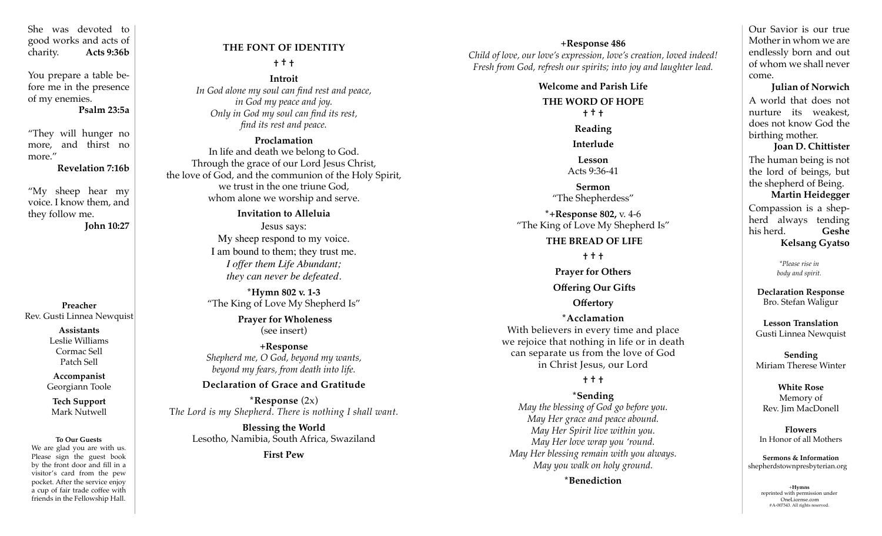She was devoted to good works and acts of charity. **Acts 9:36b**

You prepare a table before me in the presence of my enemies.
**Psalm 23:5a**

"They will hunger no more, and thirst no more."
**Revelation 7:16b**

"My sheep hear my voice. I know them, and they follow me.
**John 10:27**

**Preacher**
Rev. Gusti Linnea Newquist

**Assistants**
Leslie Williams
Cormac Sell
Patch Sell

**Accompanist**
Georgiann Toole

**Tech Support**
Mark Nutwell

**To Our Guests**
We are glad you are with us. Please sign the guest book by the front door and fill in a visitor's card from the pew pocket. After the service enjoy a cup of fair trade coffee with friends in the Fellowship Hall.

## THE FONT OF IDENTITY

† † †

**Introit**
*In God alone my soul can find rest and peace,*
*in God my peace and joy.*
*Only in God my soul can find its rest,*
*find its rest and peace.*

**Proclamation**
In life and death we belong to God.
Through the grace of our Lord Jesus Christ,
the love of God, and the communion of the Holy Spirit,
we trust in the one triune God,
whom alone we worship and serve.

**Invitation to Alleluia**
Jesus says:
My sheep respond to my voice.
I am bound to them; they trust me.
*I offer them Life Abundant;*
*they can never be defeated.*

**\*Hymn 802 v. 1-3**
"The King of Love My Shepherd Is"

**Prayer for Wholeness**
(see insert)

**+Response**
*Shepherd me, O God, beyond my wants,*
*beyond my fears, from death into life.*

**Declaration of Grace and Gratitude**

**\*Response** (2x)
*The Lord is my Shepherd. There is nothing I shall want.*

**Blessing the World**
Lesotho, Namibia, South Africa, Swaziland

**First Pew**

**+Response 486**
*Child of love, our love's expression, love's creation, loved indeed!*
*Fresh from God, refresh our spirits; into joy and laughter lead.*

**Welcome and Parish Life**

## THE WORD OF HOPE

† † †

**Reading**

**Interlude**

**Lesson**
Acts 9:36-41

**Sermon**
"The Shepherdess"

**\*+Response 802,** v. 4-6
"The King of Love My Shepherd Is"

## THE BREAD OF LIFE

† † †

**Prayer for Others**

**Offering Our Gifts**

**Offertory**

**\*Acclamation**
With believers in every time and place
we rejoice that nothing in life or in death
can separate us from the love of God
in Christ Jesus, our Lord

† † †

**\*Sending**
*May the blessing of God go before you.*
*May Her grace and peace abound.*
*May Her Spirit live within you.*
*May Her love wrap you 'round.*
*May Her blessing remain with you always.*
*May you walk on holy ground.*

**\*Benediction**

Our Savior is our true Mother in whom we are endlessly born and out of whom we shall never come.
**Julian of Norwich**

A world that does not nurture its weakest, does not know God the birthing mother.
**Joan D. Chittister**

The human being is not the lord of beings, but the shepherd of Being.
**Martin Heidegger**

Compassion is a shepherd always tending his herd. **Geshe Kelsang Gyatso**

*\*Please rise in body and spirit.*

**Declaration Response**
Bro. Stefan Waligur

**Lesson Translation**
Gusti Linnea Newquist

**Sending**
Miriam Therese Winter

**White Rose**
Memory of
Rev. Jim MacDonell

**Flowers**
In Honor of all Mothers

**Sermons & Information**
shepherdstownpresbyterian.org

+**Hymns**
reprinted with permission under OneLicense.com
#A-007343. All rights reserved.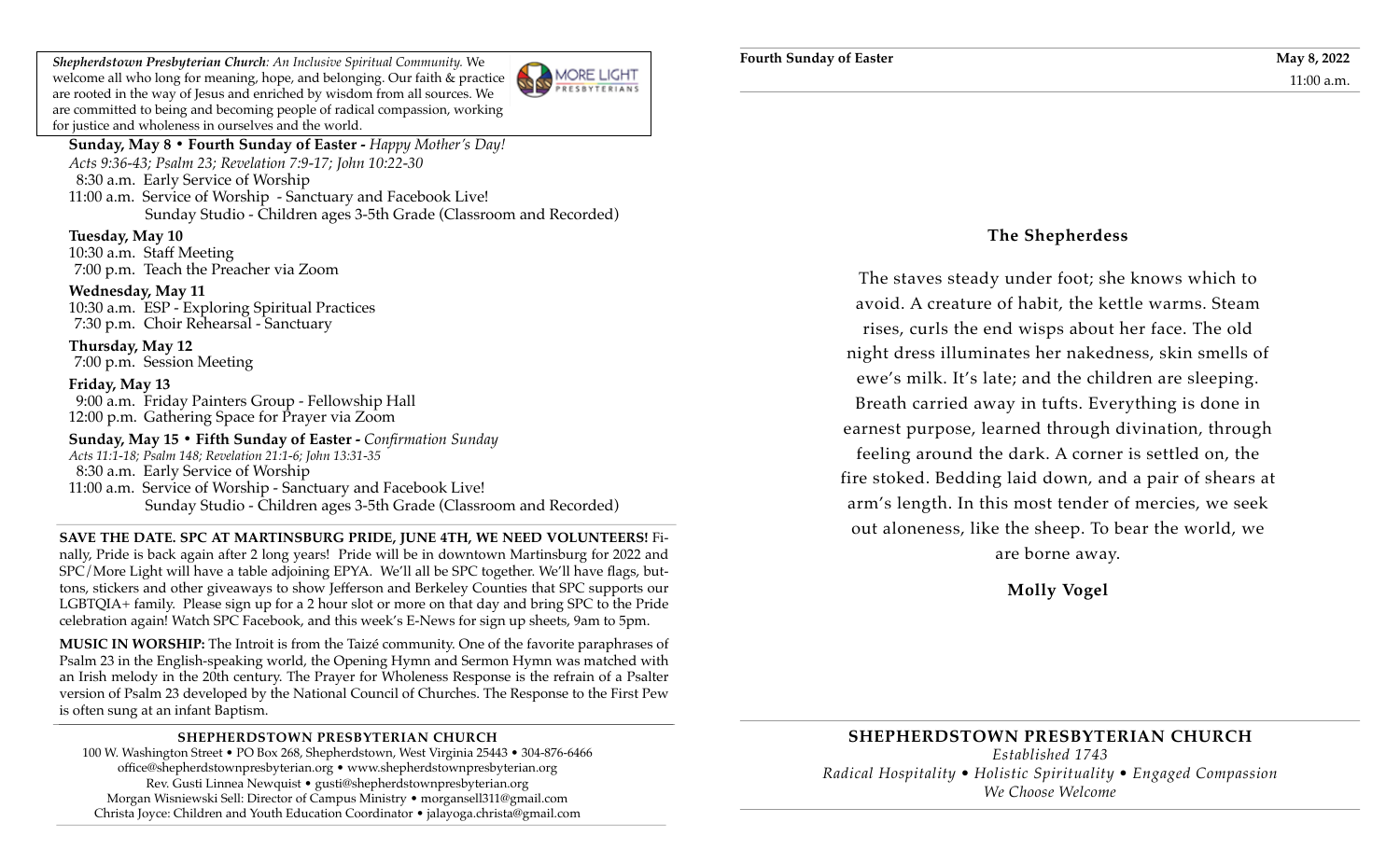*Shepherdstown Presbyterian Church: An Inclusive Spiritual Community.* We welcome all who long for meaning, hope, and belonging. Our faith & practice are rooted in the way of Jesus and enriched by wisdom from all sources. We are committed to being and becoming people of radical compassion, working for justice and wholeness in ourselves and the world.

MORE LIGHT PRESBYTERIANS

**Sunday, May 8 • Fourth Sunday of Easter -** *Happy Mother's Day!*
*Acts 9:36-43; Psalm 23; Revelation 7:9-17; John 10:22-30*
8:30 a.m. Early Service of Worship
11:00 a.m. Service of Worship - Sanctuary and Facebook Live!
Sunday Studio - Children ages 3-5th Grade (Classroom and Recorded)

**Tuesday, May 10**
10:30 a.m. Staff Meeting
7:00 p.m. Teach the Preacher via Zoom

**Wednesday, May 11**
10:30 a.m. ESP - Exploring Spiritual Practices
7:30 p.m. Choir Rehearsal - Sanctuary

**Thursday, May 12**
7:00 p.m. Session Meeting

**Friday, May 13**
9:00 a.m. Friday Painters Group - Fellowship Hall
12:00 p.m. Gathering Space for Prayer via Zoom

**Sunday, May 15 • Fifth Sunday of Easter -** *Confirmation Sunday*
*Acts 11:1-18; Psalm 148; Revelation 21:1-6; John 13:31-35*
8:30 a.m. Early Service of Worship
11:00 a.m. Service of Worship - Sanctuary and Facebook Live!
Sunday Studio - Children ages 3-5th Grade (Classroom and Recorded)

**SAVE THE DATE. SPC AT MARTINSBURG PRIDE, JUNE 4TH, WE NEED VOLUNTEERS!** Finally, Pride is back again after 2 long years! Pride will be in downtown Martinsburg for 2022 and SPC/More Light will have a table adjoining EPYA. We'll all be SPC together. We'll have flags, buttons, stickers and other giveaways to show Jefferson and Berkeley Counties that SPC supports our LGBTQIA+ family. Please sign up for a 2 hour slot or more on that day and bring SPC to the Pride celebration again! Watch SPC Facebook, and this week's E-News for sign up sheets, 9am to 5pm.

**MUSIC IN WORSHIP:** The Introit is from the Taizé community. One of the favorite paraphrases of Psalm 23 in the English-speaking world, the Opening Hymn and Sermon Hymn was matched with an Irish melody in the 20th century. The Prayer for Wholeness Response is the refrain of a Psalter version of Psalm 23 developed by the National Council of Churches. The Response to the First Pew is often sung at an infant Baptism.

**SHEPHERDSTOWN PRESBYTERIAN CHURCH**
100 W. Washington Street • PO Box 268, Shepherdstown, West Virginia 25443 • 304-876-6466
office@shepherdstownpresbyterian.org • www.shepherdstownpresbyterian.org
Rev. Gusti Linnea Newquist • gusti@shepherdstownpresbyterian.org
Morgan Wisniewski Sell: Director of Campus Ministry • morgansell311@gmail.com
Christa Joyce: Children and Youth Education Coordinator • jalayoga.christa@gmail.com

**Fourth Sunday of Easter** **May 8, 2022**
11:00 a.m.

### The Shepherdess

The staves steady under foot; she knows which to avoid. A creature of habit, the kettle warms. Steam rises, curls the end wisps about her face. The old night dress illuminates her nakedness, skin smells of ewe's milk. It's late; and the children are sleeping. Breath carried away in tufts. Everything is done in earnest purpose, learned through divination, through feeling around the dark. A corner is settled on, the fire stoked. Bedding laid down, and a pair of shears at arm's length. In this most tender of mercies, we seek out aloneness, like the sheep. To bear the world, we are borne away.

**Molly Vogel**

**SHEPHERDSTOWN PRESBYTERIAN CHURCH**
*Established 1743*
*Radical Hospitality • Holistic Spirituality • Engaged Compassion*
*We Choose Welcome*